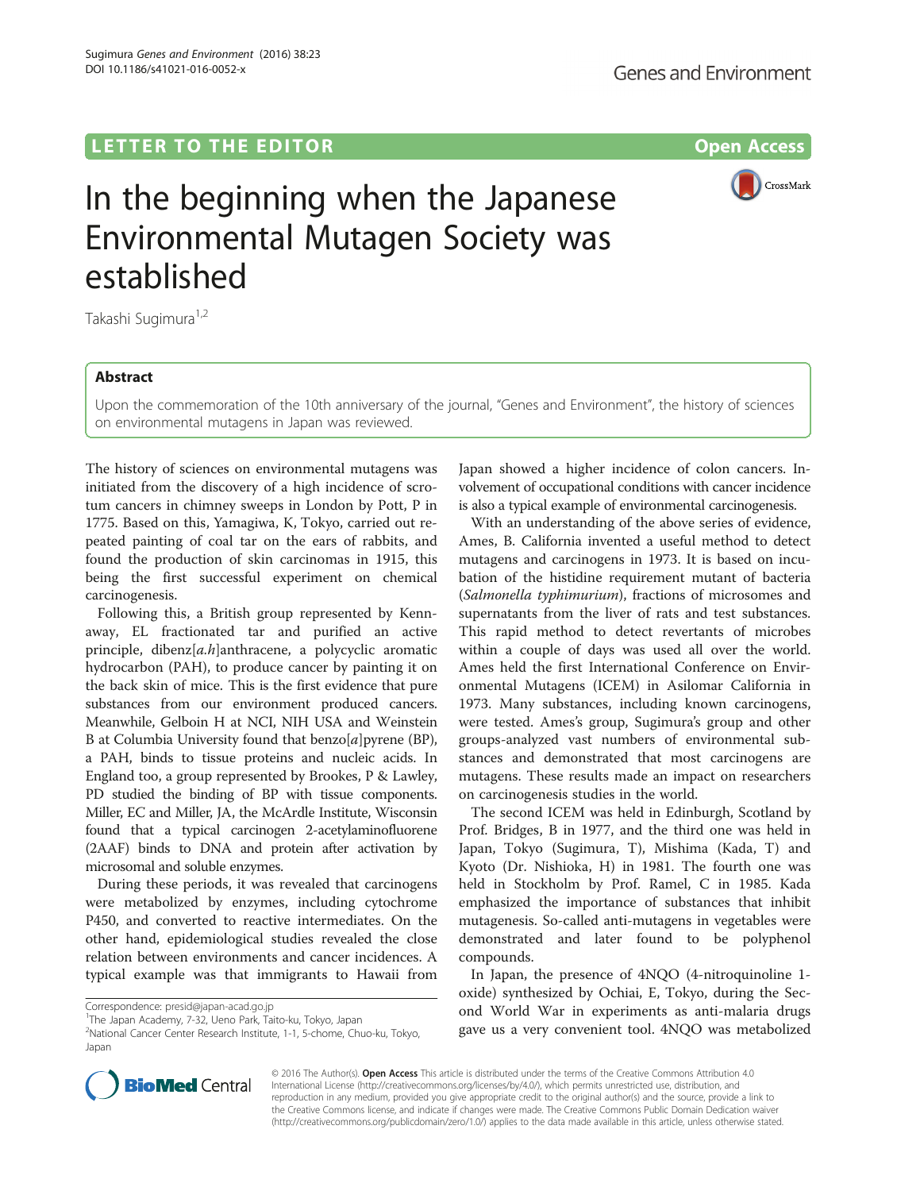LETTER TO THE EDITOR

Open Access

# In the beginning when the Japanese Environmental Mutagen Society was established

Takashi Sugimura[1,2]

## Abstract

Upon the commemoration of the 10th anniversary of the journal, "Genes and Environment", the history of sciences on environmental mutagens in Japan was reviewed.

The history of sciences on environmental mutagens was initiated from the discovery of a high incidence of scrotum cancers in chimney sweeps in London by Pott, P in 1775. Based on this, Yamagiwa, K, Tokyo, carried out repeated painting of coal tar on the ears of rabbits, and found the production of skin carcinomas in 1915, this being the first successful experiment on chemical carcinogenesis.

Following this, a British group represented by Kennaway, EL fractionated tar and purified an active principle, dibenz[*a.h*]anthracene, a polycyclic aromatic hydrocarbon (PAH), to produce cancer by painting it on the back skin of mice. This is the first evidence that pure substances from our environment produced cancers. Meanwhile, Gelboin H at NCI, NIH USA and Weinstein B at Columbia University found that benzo[*a*]pyrene (BP), a PAH, binds to tissue proteins and nucleic acids. In England too, a group represented by Brookes, P & Lawley, PD studied the binding of BP with tissue components. Miller, EC and Miller, JA, the McArdle Institute, Wisconsin found that a typical carcinogen 2-acetylaminofluorene (2AAF) binds to DNA and protein after activation by microsomal and soluble enzymes.

During these periods, it was revealed that carcinogens were metabolized by enzymes, including cytochrome P450, and converted to reactive intermediates. On the other hand, epidemiological studies revealed the close relation between environments and cancer incidences. A typical example was that immigrants to Hawaii from Japan showed a higher incidence of colon cancers. Involvement of occupational conditions with cancer incidence is also a typical example of environmental carcinogenesis.

With an understanding of the above series of evidence, Ames, B. California invented a useful method to detect mutagens and carcinogens in 1973. It is based on incubation of the histidine requirement mutant of bacteria (*Salmonella typhimurium*), fractions of microsomes and supernatants from the liver of rats and test substances. This rapid method to detect revertants of microbes within a couple of days was used all over the world. Ames held the first International Conference on Environmental Mutagens (ICEM) in Asilomar California in 1973. Many substances, including known carcinogens, were tested. Ames's group, Sugimura's group and other groups-analyzed vast numbers of environmental substances and demonstrated that most carcinogens are mutagens. These results made an impact on researchers on carcinogenesis studies in the world.

The second ICEM was held in Edinburgh, Scotland by Prof. Bridges, B in 1977, and the third one was held in Japan, Tokyo (Sugimura, T), Mishima (Kada, T) and Kyoto (Dr. Nishioka, H) in 1981. The fourth one was held in Stockholm by Prof. Ramel, C in 1985. Kada emphasized the importance of substances that inhibit mutagenesis. So-called anti-mutagens in vegetables were demonstrated and later found to be polyphenol compounds.

In Japan, the presence of 4NQO (4-nitroquinoline 1-oxide) synthesized by Ochiai, E, Tokyo, during the Second World War in experiments as anti-malaria drugs gave us a very convenient tool. 4NQO was metabolized

Correspondence: presid@japan-acad.go.jp
[1]The Japan Academy, 7-32, Ueno Park, Taito-ku, Tokyo, Japan
[2]National Cancer Center Research Institute, 1-1, 5-chome, Chuo-ku, Tokyo, Japan

© 2016 The Author(s). **Open Access** This article is distributed under the terms of the Creative Commons Attribution 4.0 International License (http://creativecommons.org/licenses/by/4.0/), which permits unrestricted use, distribution, and reproduction in any medium, provided you give appropriate credit to the original author(s) and the source, provide a link to the Creative Commons license, and indicate if changes were made. The Creative Commons Public Domain Dedication waiver (http://creativecommons.org/publicdomain/zero/1.0/) applies to the data made available in this article, unless otherwise stated.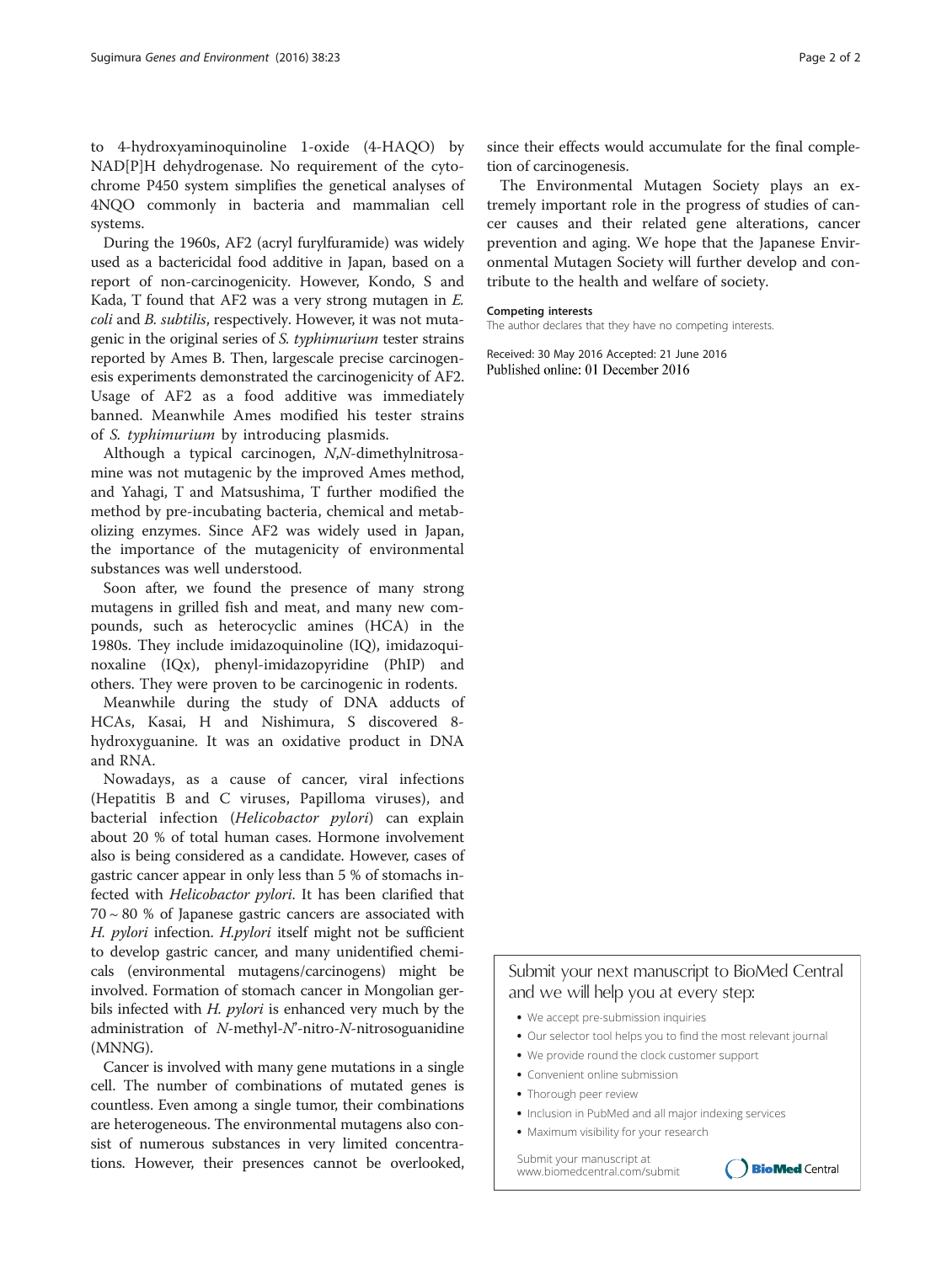to 4-hydroxyaminoquinoline 1-oxide (4-HAQO) by NAD[P]H dehydrogenase. No requirement of the cytochrome P450 system simplifies the genetical analyses of 4NQO commonly in bacteria and mammalian cell systems.

During the 1960s, AF2 (acryl furylfuramide) was widely used as a bactericidal food additive in Japan, based on a report of non-carcinogenicity. However, Kondo, S and Kada, T found that AF2 was a very strong mutagen in *E. coli* and *B. subtilis*, respectively. However, it was not mutagenic in the original series of *S. typhimurium* tester strains reported by Ames B. Then, largescale precise carcinogenesis experiments demonstrated the carcinogenicity of AF2. Usage of AF2 as a food additive was immediately banned. Meanwhile Ames modified his tester strains of *S. typhimurium* by introducing plasmids.

Although a typical carcinogen, *N*,*N*-dimethylnitrosamine was not mutagenic by the improved Ames method, and Yahagi, T and Matsushima, T further modified the method by pre-incubating bacteria, chemical and metabolizing enzymes. Since AF2 was widely used in Japan, the importance of the mutagenicity of environmental substances was well understood.

Soon after, we found the presence of many strong mutagens in grilled fish and meat, and many new compounds, such as heterocyclic amines (HCA) in the 1980s. They include imidazoquinoline (IQ), imidazoquinoxaline (IQx), phenyl-imidazopyridine (PhIP) and others. They were proven to be carcinogenic in rodents.

Meanwhile during the study of DNA adducts of HCAs, Kasai, H and Nishimura, S discovered 8-hydroxyguanine. It was an oxidative product in DNA and RNA.

Nowadays, as a cause of cancer, viral infections (Hepatitis B and C viruses, Papilloma viruses), and bacterial infection (*Helicobactor pylori*) can explain about 20 % of total human cases. Hormone involvement also is being considered as a candidate. However, cases of gastric cancer appear in only less than 5 % of stomachs infected with *Helicobactor pylori*. It has been clarified that 70 ~ 80 % of Japanese gastric cancers are associated with *H. pylori* infection. *H.pylori* itself might not be sufficient to develop gastric cancer, and many unidentified chemicals (environmental mutagens/carcinogens) might be involved. Formation of stomach cancer in Mongolian gerbils infected with *H. pylori* is enhanced very much by the administration of *N*-methyl-*N*′-nitro-*N*-nitrosoguanidine (MNNG).

Cancer is involved with many gene mutations in a single cell. The number of combinations of mutated genes is countless. Even among a single tumor, their combinations are heterogeneous. The environmental mutagens also consist of numerous substances in very limited concentrations. However, their presences cannot be overlooked, since their effects would accumulate for the final completion of carcinogenesis.

The Environmental Mutagen Society plays an extremely important role in the progress of studies of cancer causes and their related gene alterations, cancer prevention and aging. We hope that the Japanese Environmental Mutagen Society will further develop and contribute to the health and welfare of society.

#### Competing interests

The author declares that they have no competing interests.

Received: 30 May 2016 Accepted: 21 June 2016
Published online: 01 December 2016

Submit your next manuscript to BioMed Central and we will help you at every step:

- We accept pre-submission inquiries
- Our selector tool helps you to find the most relevant journal
- We provide round the clock customer support
- Convenient online submission
- Thorough peer review
- Inclusion in PubMed and all major indexing services
- Maximum visibility for your research

Submit your manuscript at
www.biomedcentral.com/submit